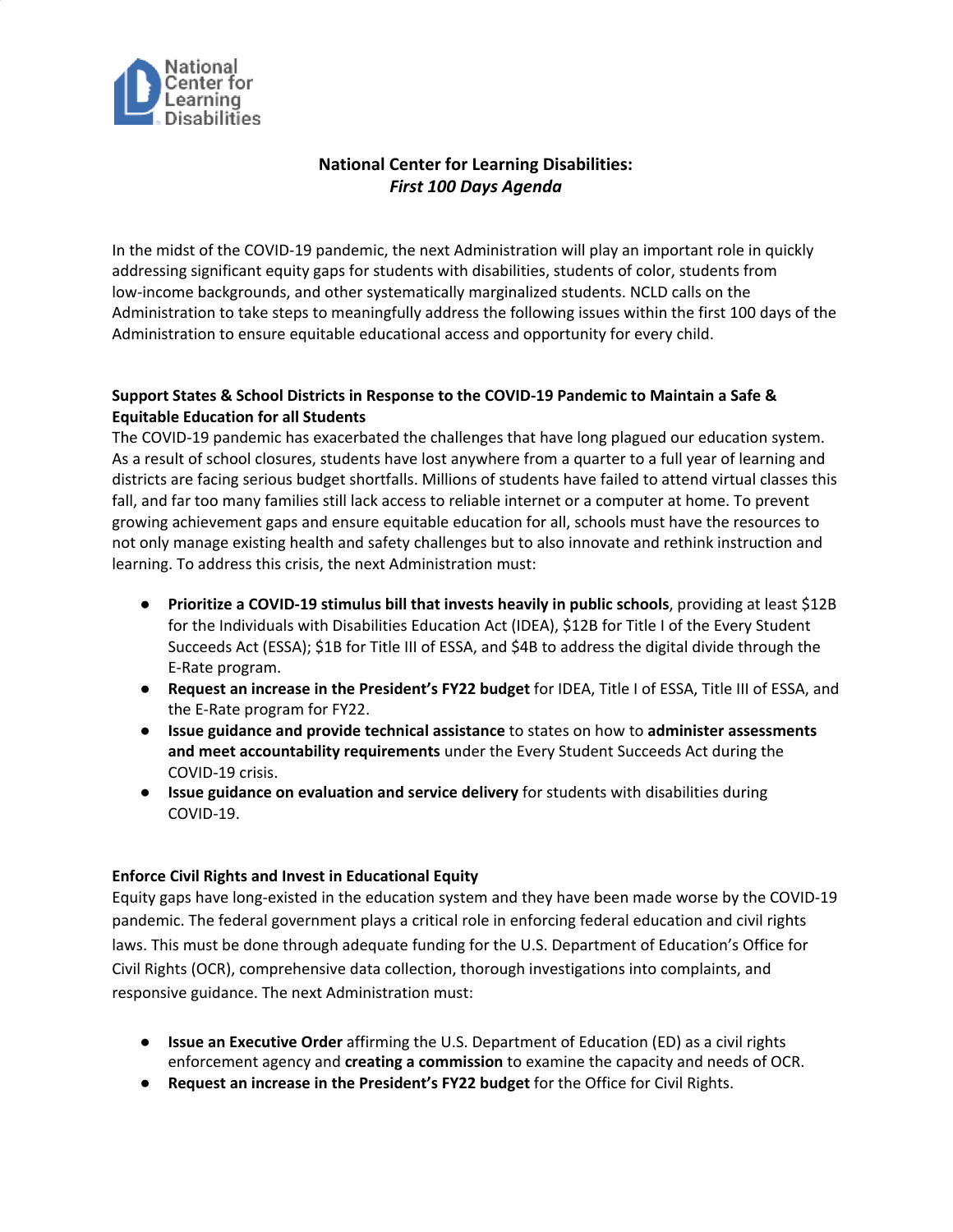# National Center for Learning Disabilities: *First 100 Days Agenda*

In the midst of the COVID-19 pandemic, the next Administration will play an important role in quickly addressing significant equity gaps for students with disabilities, students of color, students from low-income backgrounds, and other systematically marginalized students. NCLD calls on the Administration to take steps to meaningfully address the following issues within the first 100 days of the Administration to ensure equitable educational access and opportunity for every child.

## Support States & School Districts in Response to the COVID-19 Pandemic to Maintain a Safe & Equitable Education for all Students

The COVID-19 pandemic has exacerbated the challenges that have long plagued our education system. As a result of school closures, students have lost anywhere from a quarter to a full year of learning and districts are facing serious budget shortfalls. Millions of students have failed to attend virtual classes this fall, and far too many families still lack access to reliable internet or a computer at home. To prevent growing achievement gaps and ensure equitable education for all, schools must have the resources to not only manage existing health and safety challenges but to also innovate and rethink instruction and learning. To address this crisis, the next Administration must:

- **Prioritize a COVID-19 stimulus bill that invests heavily in public schools**, providing at least $12B for the Individuals with Disabilities Education Act (IDEA), $12B for Title I of the Every Student Succeeds Act (ESSA); $1B for Title III of ESSA, and $4B to address the digital divide through the E-Rate program.
- **Request an increase in the President's FY22 budget** for IDEA, Title I of ESSA, Title III of ESSA, and the E-Rate program for FY22.
- **Issue guidance and provide technical assistance** to states on how to **administer assessments and meet accountability requirements** under the Every Student Succeeds Act during the COVID-19 crisis.
- **Issue guidance on evaluation and service delivery** for students with disabilities during COVID-19.

## Enforce Civil Rights and Invest in Educational Equity

Equity gaps have long-existed in the education system and they have been made worse by the COVID-19 pandemic. The federal government plays a critical role in enforcing federal education and civil rights laws. This must be done through adequate funding for the U.S. Department of Education's Office for Civil Rights (OCR), comprehensive data collection, thorough investigations into complaints, and responsive guidance. The next Administration must:

- **Issue an Executive Order** affirming the U.S. Department of Education (ED) as a civil rights enforcement agency and **creating a commission** to examine the capacity and needs of OCR.
- **Request an increase in the President's FY22 budget** for the Office for Civil Rights.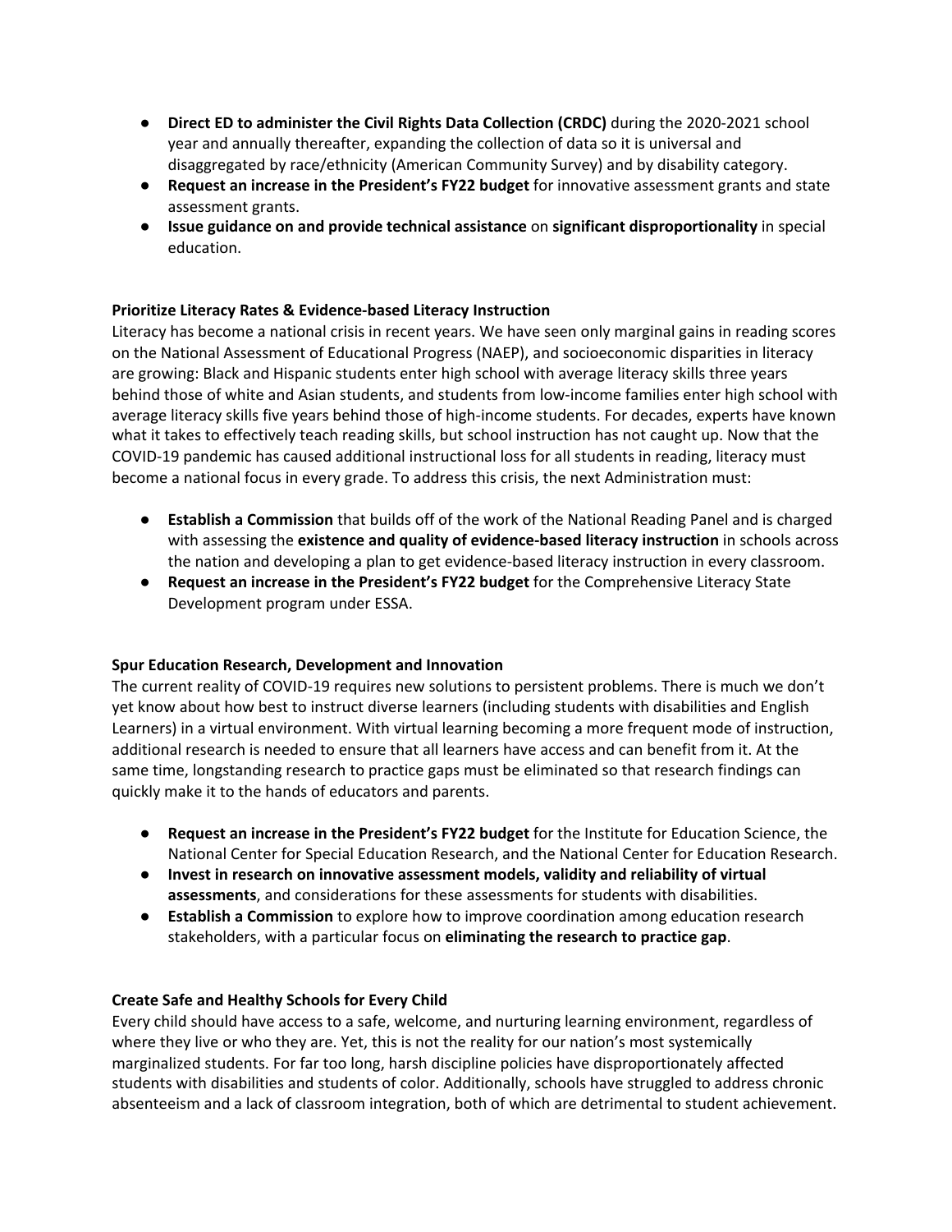- **Direct ED to administer the Civil Rights Data Collection (CRDC)** during the 2020-2021 school year and annually thereafter, expanding the collection of data so it is universal and disaggregated by race/ethnicity (American Community Survey) and by disability category.
- **Request an increase in the President's FY22 budget** for innovative assessment grants and state assessment grants.
- **Issue guidance on and provide technical assistance** on **significant disproportionality** in special education.

**Prioritize Literacy Rates & Evidence-based Literacy Instruction**

Literacy has become a national crisis in recent years. We have seen only marginal gains in reading scores on the National Assessment of Educational Progress (NAEP), and socioeconomic disparities in literacy are growing: Black and Hispanic students enter high school with average literacy skills three years behind those of white and Asian students, and students from low-income families enter high school with average literacy skills five years behind those of high-income students. For decades, experts have known what it takes to effectively teach reading skills, but school instruction has not caught up. Now that the COVID-19 pandemic has caused additional instructional loss for all students in reading, literacy must become a national focus in every grade. To address this crisis, the next Administration must:

- **Establish a Commission** that builds off of the work of the National Reading Panel and is charged with assessing the **existence and quality of evidence-based literacy instruction** in schools across the nation and developing a plan to get evidence-based literacy instruction in every classroom.
- **Request an increase in the President's FY22 budget** for the Comprehensive Literacy State Development program under ESSA.

**Spur Education Research, Development and Innovation**

The current reality of COVID-19 requires new solutions to persistent problems. There is much we don't yet know about how best to instruct diverse learners (including students with disabilities and English Learners) in a virtual environment. With virtual learning becoming a more frequent mode of instruction, additional research is needed to ensure that all learners have access and can benefit from it. At the same time, longstanding research to practice gaps must be eliminated so that research findings can quickly make it to the hands of educators and parents.

- **Request an increase in the President's FY22 budget** for the Institute for Education Science, the National Center for Special Education Research, and the National Center for Education Research.
- **Invest in research on innovative assessment models, validity and reliability of virtual assessments**, and considerations for these assessments for students with disabilities.
- **Establish a Commission** to explore how to improve coordination among education research stakeholders, with a particular focus on **eliminating the research to practice gap**.

**Create Safe and Healthy Schools for Every Child**

Every child should have access to a safe, welcome, and nurturing learning environment, regardless of where they live or who they are. Yet, this is not the reality for our nation's most systemically marginalized students. For far too long, harsh discipline policies have disproportionately affected students with disabilities and students of color. Additionally, schools have struggled to address chronic absenteeism and a lack of classroom integration, both of which are detrimental to student achievement.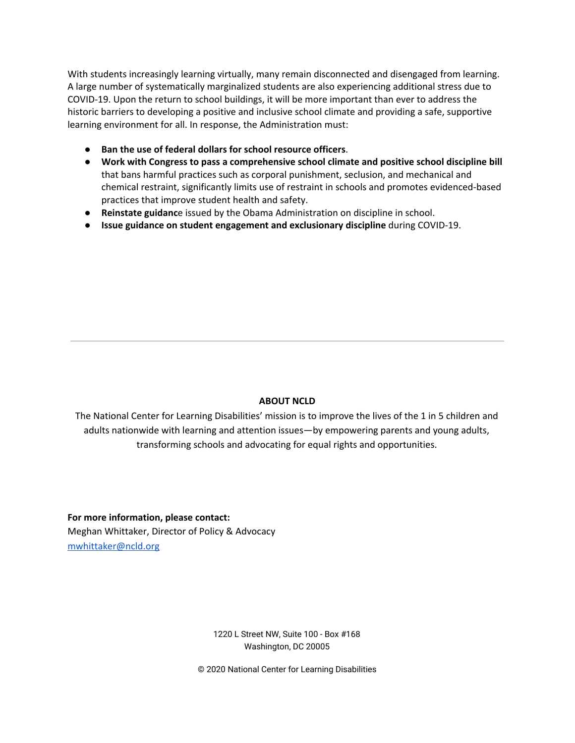With students increasingly learning virtually, many remain disconnected and disengaged from learning. A large number of systematically marginalized students are also experiencing additional stress due to COVID-19. Upon the return to school buildings, it will be more important than ever to address the historic barriers to developing a positive and inclusive school climate and providing a safe, supportive learning environment for all. In response, the Administration must:

- **Ban the use of federal dollars for school resource officers**.
- **Work with Congress to pass a comprehensive school climate and positive school discipline bill** that bans harmful practices such as corporal punishment, seclusion, and mechanical and chemical restraint, significantly limits use of restraint in schools and promotes evidenced-based practices that improve student health and safety.
- **Reinstate guidanc**e issued by the Obama Administration on discipline in school.
- **Issue guidance on student engagement and exclusionary discipline** during COVID-19.

---

**ABOUT NCLD**

The National Center for Learning Disabilities' mission is to improve the lives of the 1 in 5 children and adults nationwide with learning and attention issues—by empowering parents and young adults, transforming schools and advocating for equal rights and opportunities.

**For more information, please contact:**
Meghan Whittaker, Director of Policy & Advocacy
mwhittaker@ncld.org

1220 L Street NW, Suite 100 - Box #168
Washington, DC 20005

© 2020 National Center for Learning Disabilities